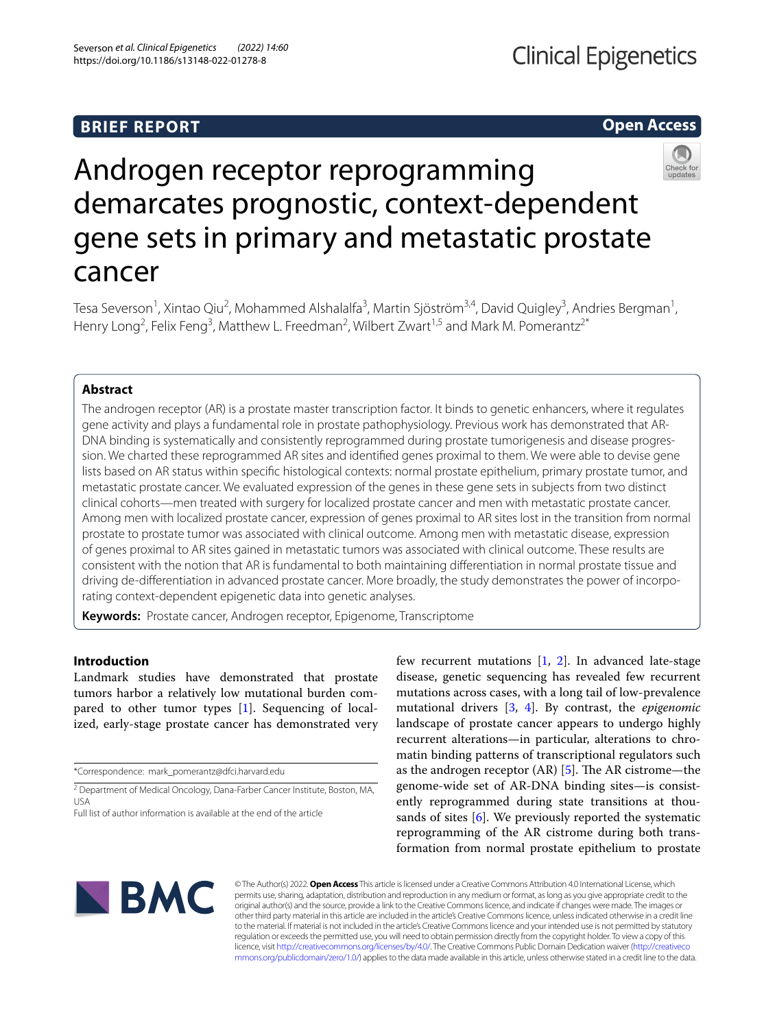BRIEF REPORT

Open Access

# Androgen receptor reprogramming demarcates prognostic, context-dependent gene sets in primary and metastatic prostate cancer

Tesa Severson[1], Xintao Qiu[2], Mohammed Alshalalfa[3], Martin Sjöström[3,4], David Quigley[3], Andries Bergman[1], Henry Long[2], Felix Feng[3], Matthew L. Freedman[2], Wilbert Zwart[1,5] and Mark M. Pomerantz[2*]

## Abstract

The androgen receptor (AR) is a prostate master transcription factor. It binds to genetic enhancers, where it regulates gene activity and plays a fundamental role in prostate pathophysiology. Previous work has demonstrated that AR-DNA binding is systematically and consistently reprogrammed during prostate tumorigenesis and disease progression. We charted these reprogrammed AR sites and identified genes proximal to them. We were able to devise gene lists based on AR status within specific histological contexts: normal prostate epithelium, primary prostate tumor, and metastatic prostate cancer. We evaluated expression of the genes in these gene sets in subjects from two distinct clinical cohorts—men treated with surgery for localized prostate cancer and men with metastatic prostate cancer. Among men with localized prostate cancer, expression of genes proximal to AR sites lost in the transition from normal prostate to prostate tumor was associated with clinical outcome. Among men with metastatic disease, expression of genes proximal to AR sites gained in metastatic tumors was associated with clinical outcome. These results are consistent with the notion that AR is fundamental to both maintaining differentiation in normal prostate tissue and driving de-differentiation in advanced prostate cancer. More broadly, the study demonstrates the power of incorporating context-dependent epigenetic data into genetic analyses.

**Keywords:** Prostate cancer, Androgen receptor, Epigenome, Transcriptome

## Introduction

Landmark studies have demonstrated that prostate tumors harbor a relatively low mutational burden compared to other tumor types [1]. Sequencing of localized, early-stage prostate cancer has demonstrated very few recurrent mutations [1, 2]. In advanced late-stage disease, genetic sequencing has revealed few recurrent mutations across cases, with a long tail of low-prevalence mutational drivers [3, 4]. By contrast, the *epigenomic* landscape of prostate cancer appears to undergo highly recurrent alterations—in particular, alterations to chromatin binding patterns of transcriptional regulators such as the androgen receptor (AR) [5]. The AR cistrome—the genome-wide set of AR-DNA binding sites—is consistently reprogrammed during state transitions at thousands of sites [6]. We previously reported the systematic reprogramming of the AR cistrome during both transformation from normal prostate epithelium to prostate

*Correspondence: mark_pomerantz@dfci.harvard.edu

[2] Department of Medical Oncology, Dana-Farber Cancer Institute, Boston, MA, USA

Full list of author information is available at the end of the article

© The Author(s) 2022. **Open Access** This article is licensed under a Creative Commons Attribution 4.0 International License, which permits use, sharing, adaptation, distribution and reproduction in any medium or format, as long as you give appropriate credit to the original author(s) and the source, provide a link to the Creative Commons licence, and indicate if changes were made. The images or other third party material in this article are included in the article's Creative Commons licence, unless indicated otherwise in a credit line to the material. If material is not included in the article's Creative Commons licence and your intended use is not permitted by statutory regulation or exceeds the permitted use, you will need to obtain permission directly from the copyright holder. To view a copy of this licence, visit http://creativecommons.org/licenses/by/4.0/. The Creative Commons Public Domain Dedication waiver (http://creativecommons.org/publicdomain/zero/1.0/) applies to the data made available in this article, unless otherwise stated in a credit line to the data.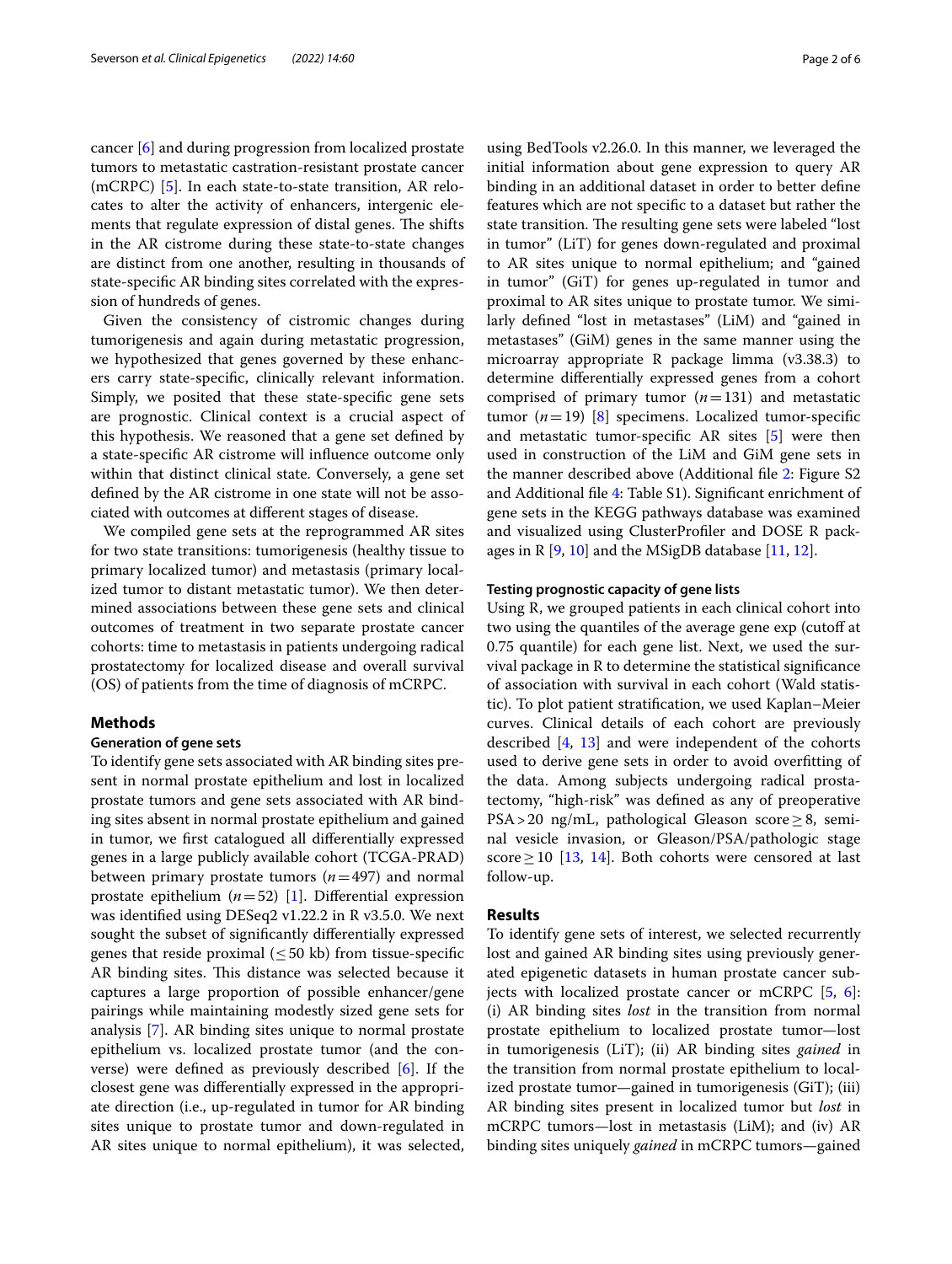cancer [6] and during progression from localized prostate tumors to metastatic castration-resistant prostate cancer (mCRPC) [5]. In each state-to-state transition, AR relocates to alter the activity of enhancers, intergenic elements that regulate expression of distal genes. The shifts in the AR cistrome during these state-to-state changes are distinct from one another, resulting in thousands of state-specific AR binding sites correlated with the expression of hundreds of genes.

Given the consistency of cistromic changes during tumorigenesis and again during metastatic progression, we hypothesized that genes governed by these enhancers carry state-specific, clinically relevant information. Simply, we posited that these state-specific gene sets are prognostic. Clinical context is a crucial aspect of this hypothesis. We reasoned that a gene set defined by a state-specific AR cistrome will influence outcome only within that distinct clinical state. Conversely, a gene set defined by the AR cistrome in one state will not be associated with outcomes at different stages of disease.

We compiled gene sets at the reprogrammed AR sites for two state transitions: tumorigenesis (healthy tissue to primary localized tumor) and metastasis (primary localized tumor to distant metastatic tumor). We then determined associations between these gene sets and clinical outcomes of treatment in two separate prostate cancer cohorts: time to metastasis in patients undergoing radical prostatectomy for localized disease and overall survival (OS) of patients from the time of diagnosis of mCRPC.

## Methods

### Generation of gene sets

To identify gene sets associated with AR binding sites present in normal prostate epithelium and lost in localized prostate tumors and gene sets associated with AR binding sites absent in normal prostate epithelium and gained in tumor, we first catalogued all differentially expressed genes in a large publicly available cohort (TCGA-PRAD) between primary prostate tumors ($n=497$) and normal prostate epithelium ($n=52$) [1]. Differential expression was identified using DESeq2 v1.22.2 in R v3.5.0. We next sought the subset of significantly differentially expressed genes that reside proximal ($\leq 50$ kb) from tissue-specific AR binding sites. This distance was selected because it captures a large proportion of possible enhancer/gene pairings while maintaining modestly sized gene sets for analysis [7]. AR binding sites unique to normal prostate epithelium vs. localized prostate tumor (and the converse) were defined as previously described [6]. If the closest gene was differentially expressed in the appropriate direction (i.e., up-regulated in tumor for AR binding sites unique to prostate tumor and down-regulated in AR sites unique to normal epithelium), it was selected, using BedTools v2.26.0. In this manner, we leveraged the initial information about gene expression to query AR binding in an additional dataset in order to better define features which are not specific to a dataset but rather the state transition. The resulting gene sets were labeled "lost in tumor" (LiT) for genes down-regulated and proximal to AR sites unique to normal epithelium; and "gained in tumor" (GiT) for genes up-regulated in tumor and proximal to AR sites unique to prostate tumor. We similarly defined "lost in metastases" (LiM) and "gained in metastases" (GiM) genes in the same manner using the microarray appropriate R package limma (v3.38.3) to determine differentially expressed genes from a cohort comprised of primary tumor ($n=131$) and metastatic tumor ($n=19$) [8] specimens. Localized tumor-specific and metastatic tumor-specific AR sites [5] were then used in construction of the LiM and GiM gene sets in the manner described above (Additional file 2: Figure S2 and Additional file 4: Table S1). Significant enrichment of gene sets in the KEGG pathways database was examined and visualized using ClusterProfiler and DOSE R packages in R [9, 10] and the MSigDB database [11, 12].

### Testing prognostic capacity of gene lists

Using R, we grouped patients in each clinical cohort into two using the quantiles of the average gene exp (cutoff at 0.75 quantile) for each gene list. Next, we used the survival package in R to determine the statistical significance of association with survival in each cohort (Wald statistic). To plot patient stratification, we used Kaplan–Meier curves. Clinical details of each cohort are previously described [4, 13] and were independent of the cohorts used to derive gene sets in order to avoid overfitting of the data. Among subjects undergoing radical prostatectomy, "high-risk" was defined as any of preoperative PSA > 20 ng/mL, pathological Gleason score ≥ 8, seminal vesicle invasion, or Gleason/PSA/pathologic stage score ≥ 10 [13, 14]. Both cohorts were censored at last follow-up.

## Results

To identify gene sets of interest, we selected recurrently lost and gained AR binding sites using previously generated epigenetic datasets in human prostate cancer subjects with localized prostate cancer or mCRPC [5, 6]: (i) AR binding sites *lost* in the transition from normal prostate epithelium to localized prostate tumor—lost in tumorigenesis (LiT); (ii) AR binding sites *gained* in the transition from normal prostate epithelium to localized prostate tumor—gained in tumorigenesis (GiT); (iii) AR binding sites present in localized tumor but *lost* in mCRPC tumors—lost in metastasis (LiM); and (iv) AR binding sites uniquely *gained* in mCRPC tumors—gained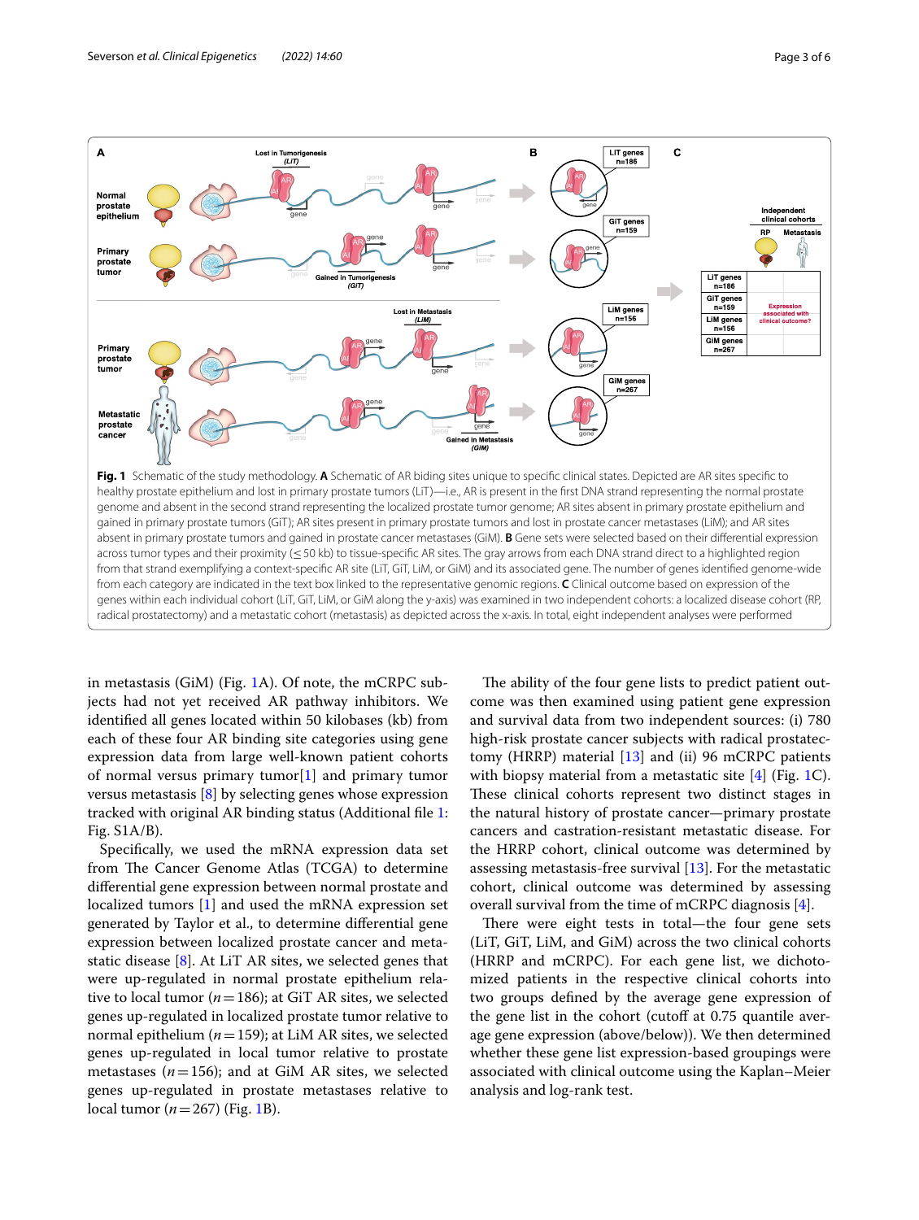**Fig. 1** Schematic of the study methodology. **A** Schematic of AR biding sites unique to specific clinical states. Depicted are AR sites specific to healthy prostate epithelium and lost in primary prostate tumors (LiT)—i.e., AR is present in the first DNA strand representing the normal prostate genome and absent in the second strand representing the localized prostate tumor genome; AR sites absent in primary prostate epithelium and gained in primary prostate tumors (GiT); AR sites present in primary prostate tumors and lost in prostate cancer metastases (LiM); and AR sites absent in primary prostate tumors and gained in prostate cancer metastases (GiM). **B** Gene sets were selected based on their differential expression across tumor types and their proximity (≤ 50 kb) to tissue-specific AR sites. The gray arrows from each DNA strand direct to a highlighted region from that strand exemplifying a context-specific AR site (LiT, GiT, LiM, or GiM) and its associated gene. The number of genes identified genome-wide from each category are indicated in the text box linked to the representative genomic regions. **C** Clinical outcome based on expression of the genes within each individual cohort (LiT, GiT, LiM, or GiM along the y-axis) was examined in two independent cohorts: a localized disease cohort (RP, radical prostatectomy) and a metastatic cohort (metastasis) as depicted across the x-axis. In total, eight independent analyses were performed

in metastasis (GiM) (Fig. 1A). Of note, the mCRPC subjects had not yet received AR pathway inhibitors. We identified all genes located within 50 kilobases (kb) from each of these four AR binding site categories using gene expression data from large well-known patient cohorts of normal versus primary tumor[1] and primary tumor versus metastasis [8] by selecting genes whose expression tracked with original AR binding status (Additional file 1: Fig. S1A/B).

Specifically, we used the mRNA expression data set from The Cancer Genome Atlas (TCGA) to determine differential gene expression between normal prostate and localized tumors [1] and used the mRNA expression set generated by Taylor et al., to determine differential gene expression between localized prostate cancer and metastatic disease [8]. At LiT AR sites, we selected genes that were up-regulated in normal prostate epithelium relative to local tumor ($n = 186$); at GiT AR sites, we selected genes up-regulated in localized prostate tumor relative to normal epithelium ($n = 159$); at LiM AR sites, we selected genes up-regulated in local tumor relative to prostate metastases ($n = 156$); and at GiM AR sites, we selected genes up-regulated in prostate metastases relative to local tumor ($n = 267$) (Fig. 1B).

The ability of the four gene lists to predict patient outcome was then examined using patient gene expression and survival data from two independent sources: (i) 780 high-risk prostate cancer subjects with radical prostatectomy (HRRP) material [13] and (ii) 96 mCRPC patients with biopsy material from a metastatic site [4] (Fig. 1C). These clinical cohorts represent two distinct stages in the natural history of prostate cancer—primary prostate cancers and castration-resistant metastatic disease. For the HRRP cohort, clinical outcome was determined by assessing metastasis-free survival [13]. For the metastatic cohort, clinical outcome was determined by assessing overall survival from the time of mCRPC diagnosis [4].

There were eight tests in total—the four gene sets (LiT, GiT, LiM, and GiM) across the two clinical cohorts (HRRP and mCRPC). For each gene list, we dichotomized patients in the respective clinical cohorts into two groups defined by the average gene expression of the gene list in the cohort (cutoff at 0.75 quantile average gene expression (above/below)). We then determined whether these gene list expression-based groupings were associated with clinical outcome using the Kaplan–Meier analysis and log-rank test.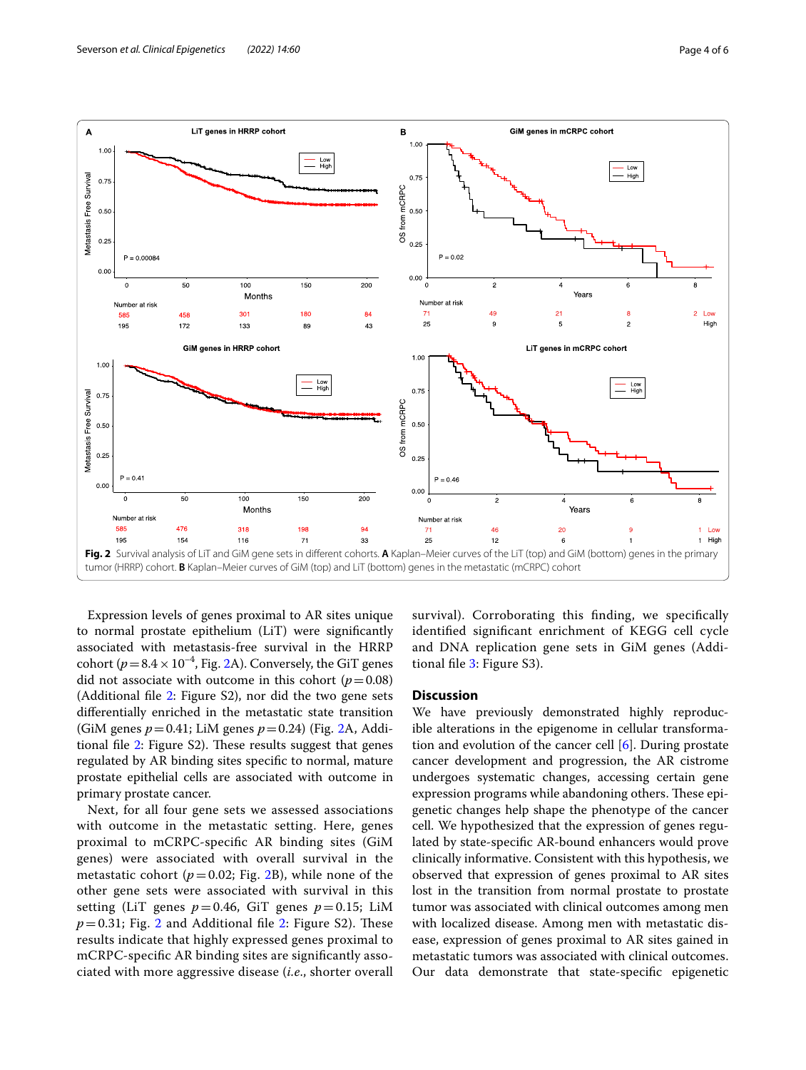**Fig. 2** Survival analysis of LiT and GiM gene sets in different cohorts. **A** Kaplan–Meier curves of the LiT (top) and GiM (bottom) genes in the primary tumor (HRRP) cohort. **B** Kaplan–Meier curves of GiM (top) and LiT (bottom) genes in the metastatic (mCRPC) cohort

Expression levels of genes proximal to AR sites unique to normal prostate epithelium (LiT) were significantly associated with metastasis-free survival in the HRRP cohort ($p = 8.4 \times 10^{-4}$, Fig. 2A). Conversely, the GiT genes did not associate with outcome in this cohort ($p = 0.08$) (Additional file 2: Figure S2), nor did the two gene sets differentially enriched in the metastatic state transition (GiM genes $p = 0.41$; LiM genes $p = 0.24$) (Fig. 2A, Additional file 2: Figure S2). These results suggest that genes regulated by AR binding sites specific to normal, mature prostate epithelial cells are associated with outcome in primary prostate cancer.

Next, for all four gene sets we assessed associations with outcome in the metastatic setting. Here, genes proximal to mCRPC-specific AR binding sites (GiM genes) were associated with overall survival in the metastatic cohort ($p = 0.02$; Fig. 2B), while none of the other gene sets were associated with survival in this setting (LiT genes $p = 0.46$, GiT genes $p = 0.15$; LiM $p = 0.31$; Fig. 2 and Additional file 2: Figure S2). These results indicate that highly expressed genes proximal to mCRPC-specific AR binding sites are significantly associated with more aggressive disease (*i.e.*, shorter overall survival). Corroborating this finding, we specifically identified significant enrichment of KEGG cell cycle and DNA replication gene sets in GiM genes (Additional file 3: Figure S3).

## Discussion

We have previously demonstrated highly reproducible alterations in the epigenome in cellular transformation and evolution of the cancer cell [6]. During prostate cancer development and progression, the AR cistrome undergoes systematic changes, accessing certain gene expression programs while abandoning others. These epigenetic changes help shape the phenotype of the cancer cell. We hypothesized that the expression of genes regulated by state-specific AR-bound enhancers would prove clinically informative. Consistent with this hypothesis, we observed that expression of genes proximal to AR sites lost in the transition from normal prostate to prostate tumor was associated with clinical outcomes among men with localized disease. Among men with metastatic disease, expression of genes proximal to AR sites gained in metastatic tumors was associated with clinical outcomes. Our data demonstrate that state-specific epigenetic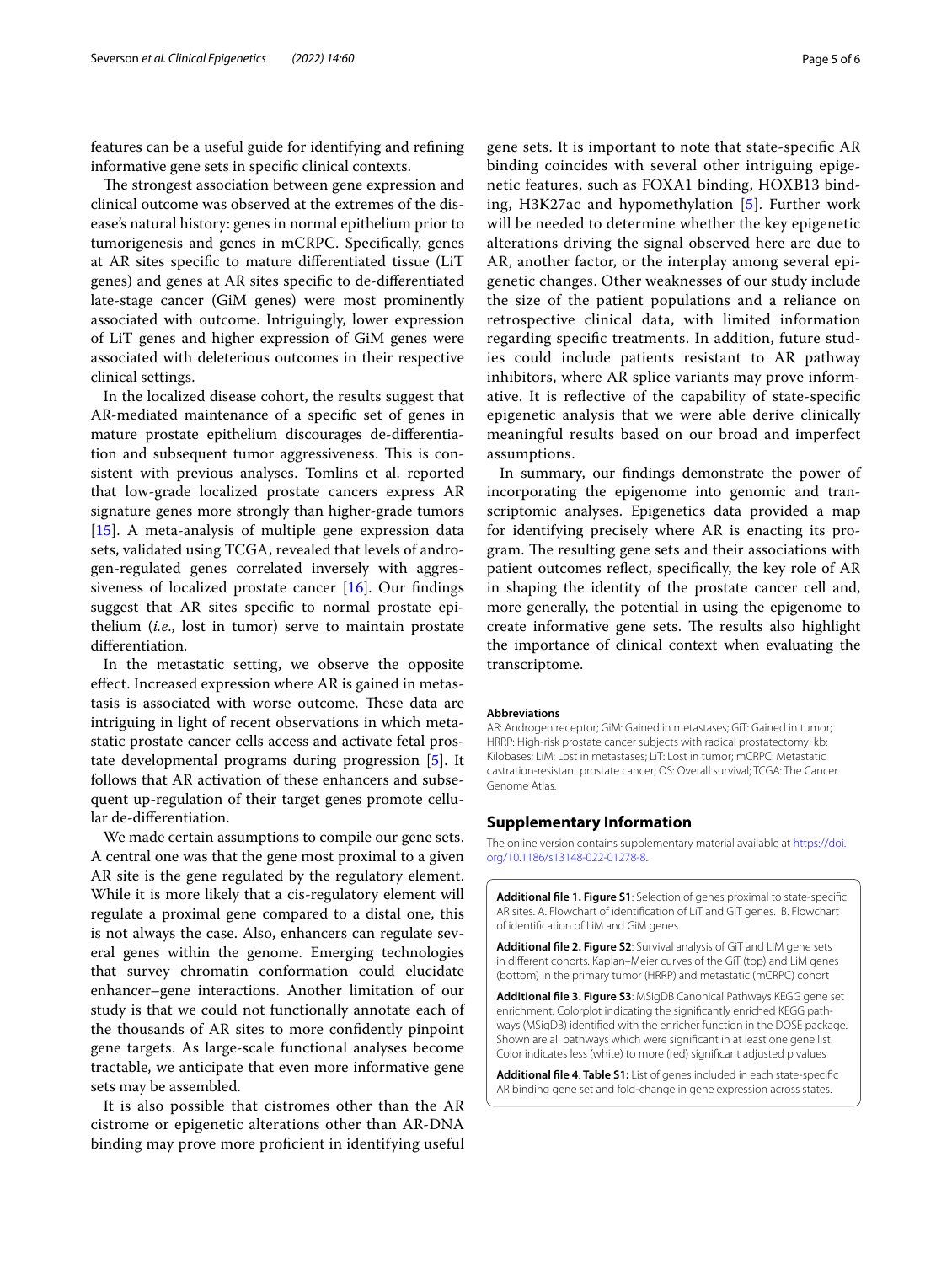features can be a useful guide for identifying and refining informative gene sets in specific clinical contexts.

The strongest association between gene expression and clinical outcome was observed at the extremes of the disease's natural history: genes in normal epithelium prior to tumorigenesis and genes in mCRPC. Specifically, genes at AR sites specific to mature differentiated tissue (LiT genes) and genes at AR sites specific to de-differentiated late-stage cancer (GiM genes) were most prominently associated with outcome. Intriguingly, lower expression of LiT genes and higher expression of GiM genes were associated with deleterious outcomes in their respective clinical settings.

In the localized disease cohort, the results suggest that AR-mediated maintenance of a specific set of genes in mature prostate epithelium discourages de-differentiation and subsequent tumor aggressiveness. This is consistent with previous analyses. Tomlins et al. reported that low-grade localized prostate cancers express AR signature genes more strongly than higher-grade tumors [15]. A meta-analysis of multiple gene expression data sets, validated using TCGA, revealed that levels of androgen-regulated genes correlated inversely with aggressiveness of localized prostate cancer [16]. Our findings suggest that AR sites specific to normal prostate epithelium (*i.e.*, lost in tumor) serve to maintain prostate differentiation.

In the metastatic setting, we observe the opposite effect. Increased expression where AR is gained in metastasis is associated with worse outcome. These data are intriguing in light of recent observations in which metastatic prostate cancer cells access and activate fetal prostate developmental programs during progression [5]. It follows that AR activation of these enhancers and subsequent up-regulation of their target genes promote cellular de-differentiation.

We made certain assumptions to compile our gene sets. A central one was that the gene most proximal to a given AR site is the gene regulated by the regulatory element. While it is more likely that a cis-regulatory element will regulate a proximal gene compared to a distal one, this is not always the case. Also, enhancers can regulate several genes within the genome. Emerging technologies that survey chromatin conformation could elucidate enhancer–gene interactions. Another limitation of our study is that we could not functionally annotate each of the thousands of AR sites to more confidently pinpoint gene targets. As large-scale functional analyses become tractable, we anticipate that even more informative gene sets may be assembled.

It is also possible that cistromes other than the AR cistrome or epigenetic alterations other than AR-DNA binding may prove more proficient in identifying useful gene sets. It is important to note that state-specific AR binding coincides with several other intriguing epigenetic features, such as FOXA1 binding, HOXB13 binding, H3K27ac and hypomethylation [5]. Further work will be needed to determine whether the key epigenetic alterations driving the signal observed here are due to AR, another factor, or the interplay among several epigenetic changes. Other weaknesses of our study include the size of the patient populations and a reliance on retrospective clinical data, with limited information regarding specific treatments. In addition, future studies could include patients resistant to AR pathway inhibitors, where AR splice variants may prove informative. It is reflective of the capability of state-specific epigenetic analysis that we were able derive clinically meaningful results based on our broad and imperfect assumptions.

In summary, our findings demonstrate the power of incorporating the epigenome into genomic and transcriptomic analyses. Epigenetics data provided a map for identifying precisely where AR is enacting its program. The resulting gene sets and their associations with patient outcomes reflect, specifically, the key role of AR in shaping the identity of the prostate cancer cell and, more generally, the potential in using the epigenome to create informative gene sets. The results also highlight the importance of clinical context when evaluating the transcriptome.

#### Abbreviations

AR: Androgen receptor; GiM: Gained in metastases; GiT: Gained in tumor; HRRP: High-risk prostate cancer subjects with radical prostatectomy; kb: Kilobases; LiM: Lost in metastases; LiT: Lost in tumor; mCRPC: Metastatic castration-resistant prostate cancer; OS: Overall survival; TCGA: The Cancer Genome Atlas.

## Supplementary Information

The online version contains supplementary material available at https://doi.org/10.1186/s13148-022-01278-8.

**Additional file 1. Figure S1**: Selection of genes proximal to state-specific AR sites. A. Flowchart of identification of LiT and GiT genes. B. Flowchart of identification of LiM and GiM genes

**Additional file 2. Figure S2**: Survival analysis of GiT and LiM gene sets in different cohorts. Kaplan–Meier curves of the GiT (top) and LiM genes (bottom) in the primary tumor (HRRP) and metastatic (mCRPC) cohort

**Additional file 3. Figure S3**: MSigDB Canonical Pathways KEGG gene set enrichment. Colorplot indicating the significantly enriched KEGG pathways (MSigDB) identified with the enricher function in the DOSE package. Shown are all pathways which were significant in at least one gene list. Color indicates less (white) to more (red) significant adjusted p values

**Additional file 4**. **Table S1:** List of genes included in each state-specific AR binding gene set and fold-change in gene expression across states.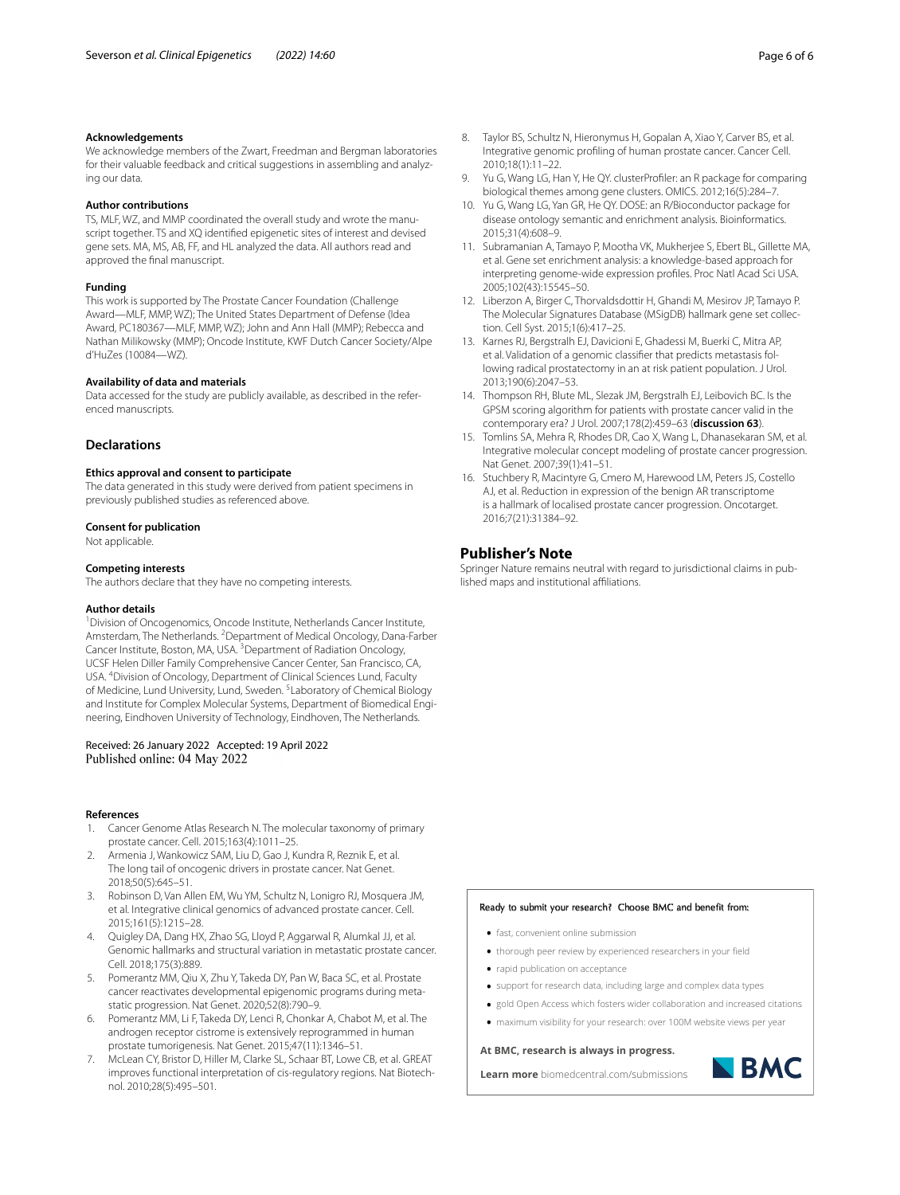### Acknowledgements

We acknowledge members of the Zwart, Freedman and Bergman laboratories for their valuable feedback and critical suggestions in assembling and analyzing our data.

### Author contributions

TS, MLF, WZ, and MMP coordinated the overall study and wrote the manuscript together. TS and XQ identified epigenetic sites of interest and devised gene sets. MA, MS, AB, FF, and HL analyzed the data. All authors read and approved the final manuscript.

### Funding

This work is supported by The Prostate Cancer Foundation (Challenge Award—MLF, MMP, WZ); The United States Department of Defense (Idea Award, PC180367—MLF, MMP, WZ); John and Ann Hall (MMP); Rebecca and Nathan Milikowsky (MMP); Oncode Institute, KWF Dutch Cancer Society/Alpe d'HuZes (10084—WZ).

### Availability of data and materials

Data accessed for the study are publicly available, as described in the referenced manuscripts.

## Declarations

### Ethics approval and consent to participate

The data generated in this study were derived from patient specimens in previously published studies as referenced above.

### Consent for publication

Not applicable.

### Competing interests

The authors declare that they have no competing interests.

### Author details

[1]Division of Oncogenomics, Oncode Institute, Netherlands Cancer Institute, Amsterdam, The Netherlands. [2]Department of Medical Oncology, Dana-Farber Cancer Institute, Boston, MA, USA. [3]Department of Radiation Oncology, UCSF Helen Diller Family Comprehensive Cancer Center, San Francisco, CA, USA. [4]Division of Oncology, Department of Clinical Sciences Lund, Faculty of Medicine, Lund University, Lund, Sweden. [5]Laboratory of Chemical Biology and Institute for Complex Molecular Systems, Department of Biomedical Engineering, Eindhoven University of Technology, Eindhoven, The Netherlands.

Received: 26 January 2022 Accepted: 19 April 2022
Published online: 04 May 2022

### References

1. Cancer Genome Atlas Research N. The molecular taxonomy of primary prostate cancer. Cell. 2015;163(4):1011–25.
2. Armenia J, Wankowicz SAM, Liu D, Gao J, Kundra R, Reznik E, et al. The long tail of oncogenic drivers in prostate cancer. Nat Genet. 2018;50(5):645–51.
3. Robinson D, Van Allen EM, Wu YM, Schultz N, Lonigro RJ, Mosquera JM, et al. Integrative clinical genomics of advanced prostate cancer. Cell. 2015;161(5):1215–28.
4. Quigley DA, Dang HX, Zhao SG, Lloyd P, Aggarwal R, Alumkal JJ, et al. Genomic hallmarks and structural variation in metastatic prostate cancer. Cell. 2018;175(3):889.
5. Pomerantz MM, Qiu X, Zhu Y, Takeda DY, Pan W, Baca SC, et al. Prostate cancer reactivates developmental epigenomic programs during metastatic progression. Nat Genet. 2020;52(8):790–9.
6. Pomerantz MM, Li F, Takeda DY, Lenci R, Chonkar A, Chabot M, et al. The androgen receptor cistrome is extensively reprogrammed in human prostate tumorigenesis. Nat Genet. 2015;47(11):1346–51.
7. McLean CY, Bristor D, Hiller M, Clarke SL, Schaar BT, Lowe CB, et al. GREAT improves functional interpretation of cis-regulatory regions. Nat Biotechnol. 2010;28(5):495–501.
8. Taylor BS, Schultz N, Hieronymus H, Gopalan A, Xiao Y, Carver BS, et al. Integrative genomic profiling of human prostate cancer. Cancer Cell. 2010;18(1):11–22.
9. Yu G, Wang LG, Han Y, He QY. clusterProfiler: an R package for comparing biological themes among gene clusters. OMICS. 2012;16(5):284–7.
10. Yu G, Wang LG, Yan GR, He QY. DOSE: an R/Bioconductor package for disease ontology semantic and enrichment analysis. Bioinformatics. 2015;31(4):608–9.
11. Subramanian A, Tamayo P, Mootha VK, Mukherjee S, Ebert BL, Gillette MA, et al. Gene set enrichment analysis: a knowledge-based approach for interpreting genome-wide expression profiles. Proc Natl Acad Sci USA. 2005;102(43):15545–50.
12. Liberzon A, Birger C, Thorvaldsdottir H, Ghandi M, Mesirov JP, Tamayo P. The Molecular Signatures Database (MSigDB) hallmark gene set collection. Cell Syst. 2015;1(6):417–25.
13. Karnes RJ, Bergstralh EJ, Davicioni E, Ghadessi M, Buerki C, Mitra AP, et al. Validation of a genomic classifier that predicts metastasis following radical prostatectomy in an at risk patient population. J Urol. 2013;190(6):2047–53.
14. Thompson RH, Blute ML, Slezak JM, Bergstralh EJ, Leibovich BC. Is the GPSM scoring algorithm for patients with prostate cancer valid in the contemporary era? J Urol. 2007;178(2):459–63 (**discussion 63**).
15. Tomlins SA, Mehra R, Rhodes DR, Cao X, Wang L, Dhanasekaran SM, et al. Integrative molecular concept modeling of prostate cancer progression. Nat Genet. 2007;39(1):41–51.
16. Stuchbery R, Macintyre G, Cmero M, Harewood LM, Peters JS, Costello AJ, et al. Reduction in expression of the benign AR transcriptome is a hallmark of localised prostate cancer progression. Oncotarget. 2016;7(21):31384–92.

## Publisher's Note

Springer Nature remains neutral with regard to jurisdictional claims in published maps and institutional affiliations.

Ready to submit your research? Choose BMC and benefit from:

- fast, convenient online submission
- thorough peer review by experienced researchers in your field
- rapid publication on acceptance
- support for research data, including large and complex data types
- gold Open Access which fosters wider collaboration and increased citations
- maximum visibility for your research: over 100M website views per year

**At BMC, research is always in progress.**

**Learn more** biomedcentral.com/submissions